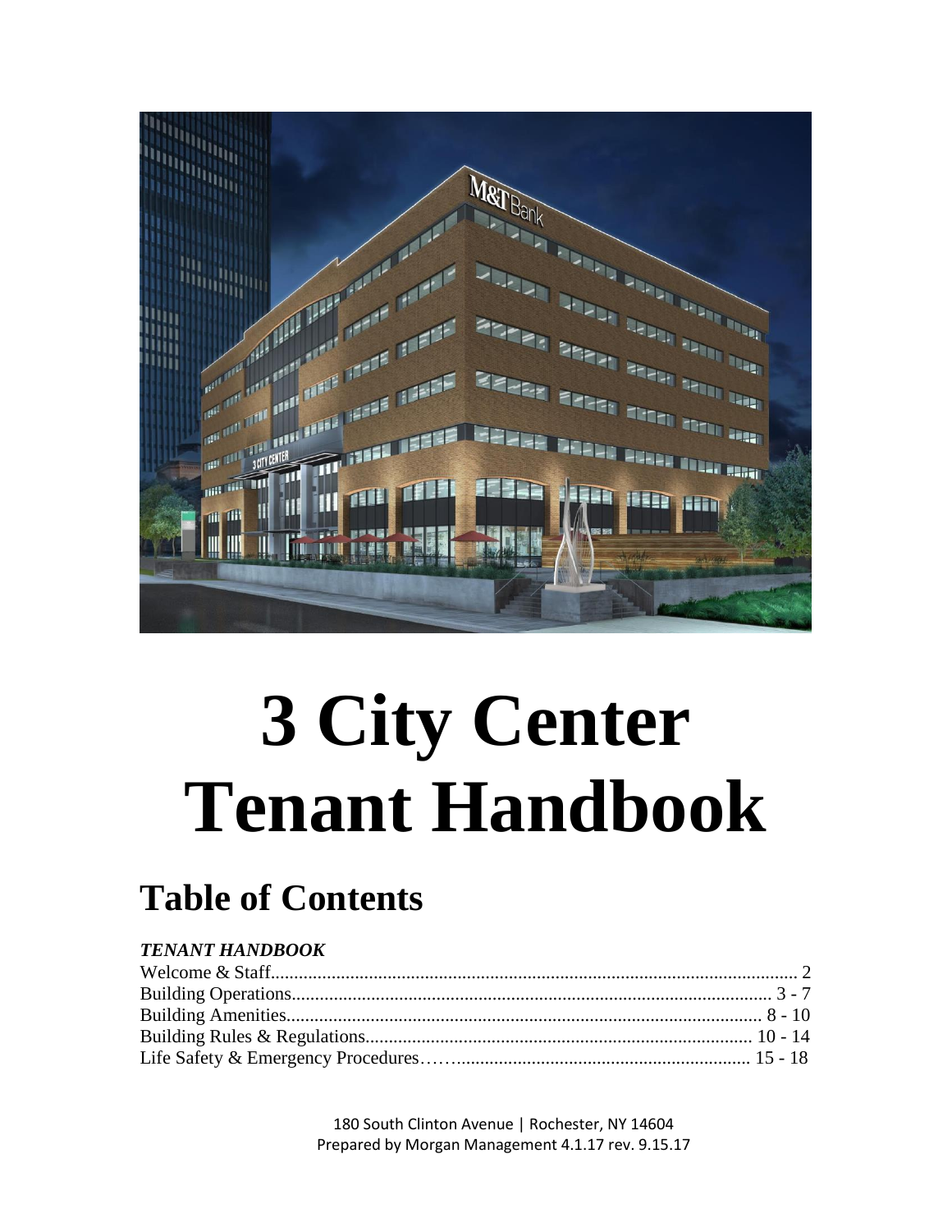# 3 City Center Tenant Handbook

## Table of Contents

***TENANT HANDBOOK***

Welcome & Staff........................................................................................................................ 2
Building Operations............................................................................................................. 3 - 7
Building Amenities............................................................................................................. 8 - 10
Building Rules & Regulations.......................................................................................... 10 - 14
Life Safety & Emergency Procedures…….......................................................................... 15 - 18

180 South Clinton Avenue | Rochester, NY 14604
Prepared by Morgan Management 4.1.17 rev. 9.15.17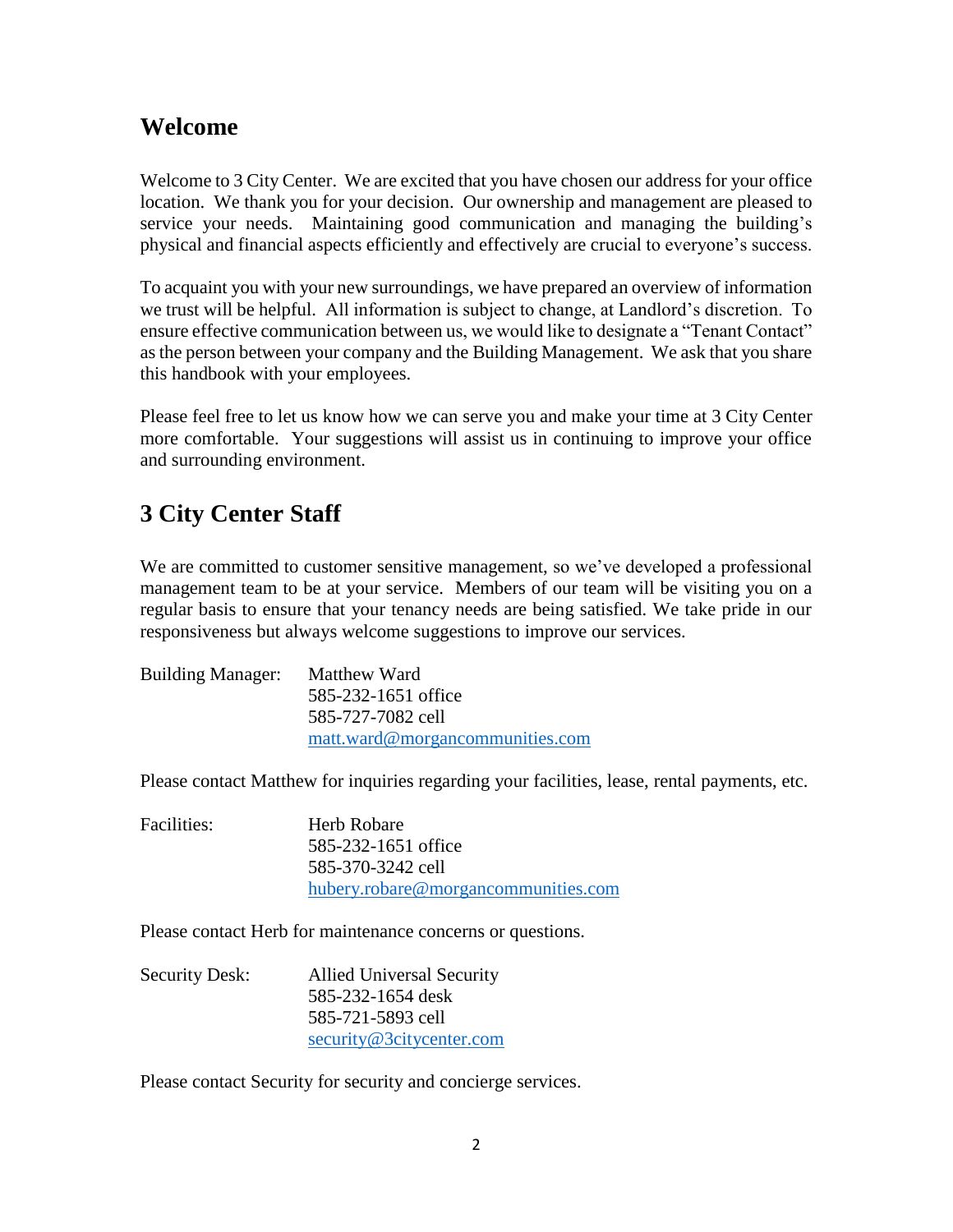## Welcome

Welcome to 3 City Center. We are excited that you have chosen our address for your office location. We thank you for your decision. Our ownership and management are pleased to service your needs. Maintaining good communication and managing the building's physical and financial aspects efficiently and effectively are crucial to everyone's success.

To acquaint you with your new surroundings, we have prepared an overview of information we trust will be helpful. All information is subject to change, at Landlord's discretion. To ensure effective communication between us, we would like to designate a "Tenant Contact" as the person between your company and the Building Management. We ask that you share this handbook with your employees.

Please feel free to let us know how we can serve you and make your time at 3 City Center more comfortable. Your suggestions will assist us in continuing to improve your office and surrounding environment.

## 3 City Center Staff

We are committed to customer sensitive management, so we've developed a professional management team to be at your service. Members of our team will be visiting you on a regular basis to ensure that your tenancy needs are being satisfied. We take pride in our responsiveness but always welcome suggestions to improve our services.

Building Manager:
Matthew Ward
585-232-1651 office
585-727-7082 cell
matt.ward@morgancommunities.com

Please contact Matthew for inquiries regarding your facilities, lease, rental payments, etc.

Facilities:
Herb Robare
585-232-1651 office
585-370-3242 cell
hubery.robare@morgancommunities.com

Please contact Herb for maintenance concerns or questions.

Security Desk:
Allied Universal Security
585-232-1654 desk
585-721-5893 cell
security@3citycenter.com

Please contact Security for security and concierge services.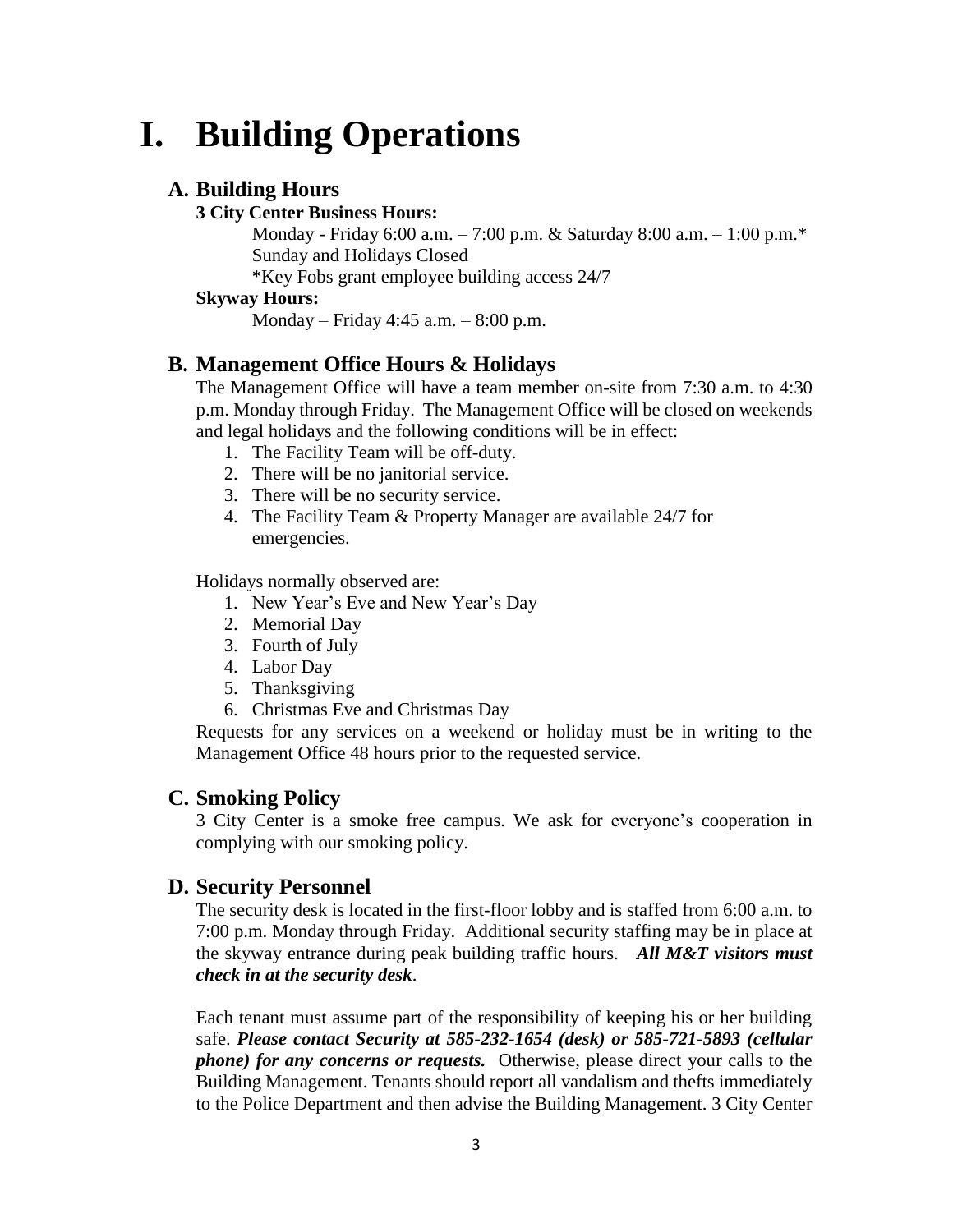# I. Building Operations

## A. Building Hours

**3 City Center Business Hours:**

Monday - Friday 6:00 a.m. – 7:00 p.m. & Saturday 8:00 a.m. – 1:00 p.m.*
Sunday and Holidays Closed
*Key Fobs grant employee building access 24/7

**Skyway Hours:**

Monday – Friday 4:45 a.m. – 8:00 p.m.

## B. Management Office Hours & Holidays

The Management Office will have a team member on-site from 7:30 a.m. to 4:30 p.m. Monday through Friday. The Management Office will be closed on weekends and legal holidays and the following conditions will be in effect:

1. The Facility Team will be off-duty.
2. There will be no janitorial service.
3. There will be no security service.
4. The Facility Team & Property Manager are available 24/7 for emergencies.

Holidays normally observed are:

1. New Year's Eve and New Year's Day
2. Memorial Day
3. Fourth of July
4. Labor Day
5. Thanksgiving
6. Christmas Eve and Christmas Day

Requests for any services on a weekend or holiday must be in writing to the Management Office 48 hours prior to the requested service.

## C. Smoking Policy

3 City Center is a smoke free campus. We ask for everyone's cooperation in complying with our smoking policy.

## D. Security Personnel

The security desk is located in the first-floor lobby and is staffed from 6:00 a.m. to 7:00 p.m. Monday through Friday. Additional security staffing may be in place at the skyway entrance during peak building traffic hours. ***All M&T visitors must check in at the security desk***.

Each tenant must assume part of the responsibility of keeping his or her building safe. ***Please contact Security at 585-232-1654 (desk) or 585-721-5893 (cellular phone) for any concerns or requests.*** Otherwise, please direct your calls to the Building Management. Tenants should report all vandalism and thefts immediately to the Police Department and then advise the Building Management. 3 City Center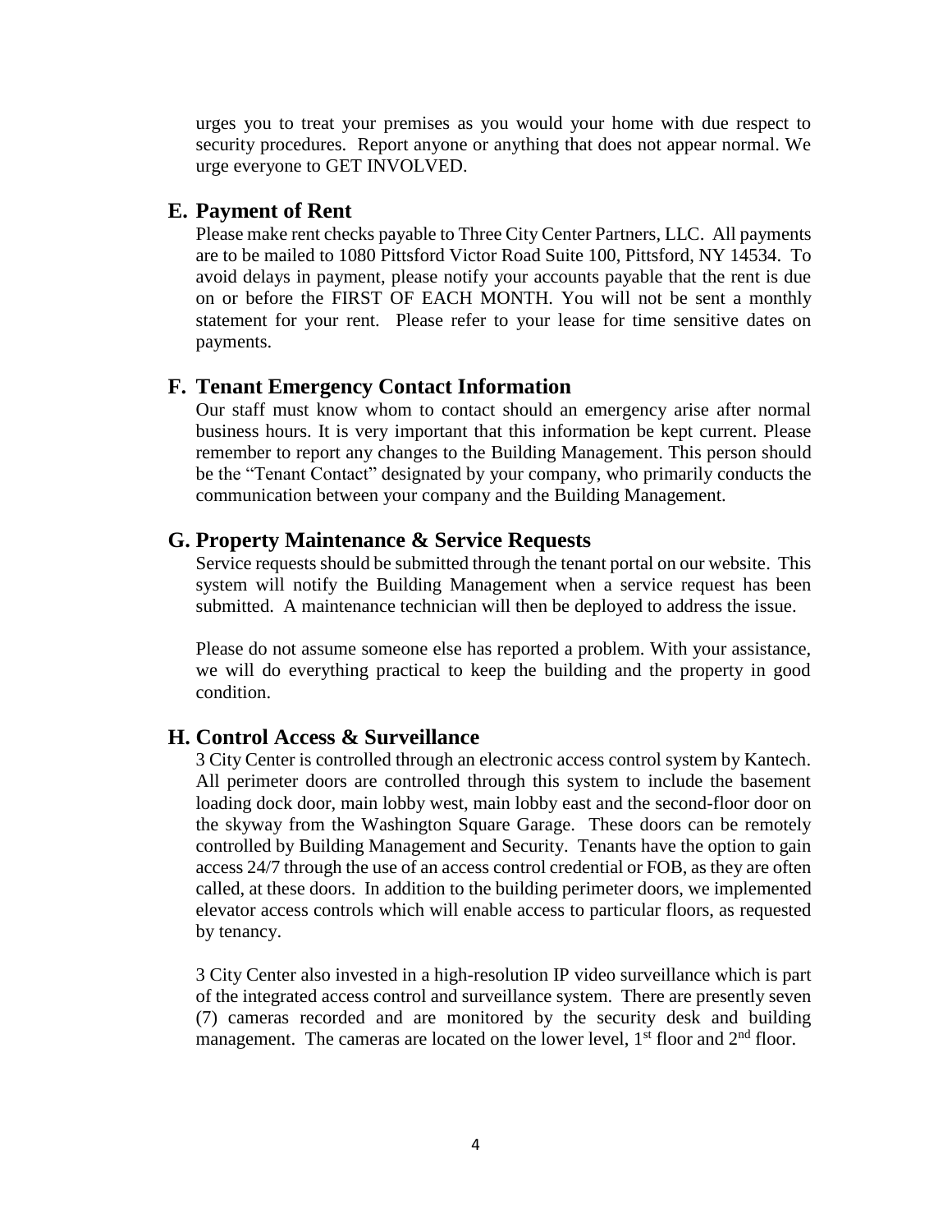urges you to treat your premises as you would your home with due respect to security procedures. Report anyone or anything that does not appear normal. We urge everyone to GET INVOLVED.

## E. Payment of Rent

Please make rent checks payable to Three City Center Partners, LLC. All payments are to be mailed to 1080 Pittsford Victor Road Suite 100, Pittsford, NY 14534. To avoid delays in payment, please notify your accounts payable that the rent is due on or before the FIRST OF EACH MONTH. You will not be sent a monthly statement for your rent. Please refer to your lease for time sensitive dates on payments.

## F. Tenant Emergency Contact Information

Our staff must know whom to contact should an emergency arise after normal business hours. It is very important that this information be kept current. Please remember to report any changes to the Building Management. This person should be the "Tenant Contact" designated by your company, who primarily conducts the communication between your company and the Building Management.

## G. Property Maintenance & Service Requests

Service requests should be submitted through the tenant portal on our website. This system will notify the Building Management when a service request has been submitted. A maintenance technician will then be deployed to address the issue.

Please do not assume someone else has reported a problem. With your assistance, we will do everything practical to keep the building and the property in good condition.

## H. Control Access & Surveillance

3 City Center is controlled through an electronic access control system by Kantech. All perimeter doors are controlled through this system to include the basement loading dock door, main lobby west, main lobby east and the second-floor door on the skyway from the Washington Square Garage. These doors can be remotely controlled by Building Management and Security. Tenants have the option to gain access 24/7 through the use of an access control credential or FOB, as they are often called, at these doors. In addition to the building perimeter doors, we implemented elevator access controls which will enable access to particular floors, as requested by tenancy.

3 City Center also invested in a high-resolution IP video surveillance which is part of the integrated access control and surveillance system. There are presently seven (7) cameras recorded and are monitored by the security desk and building management. The cameras are located on the lower level, 1st floor and 2nd floor.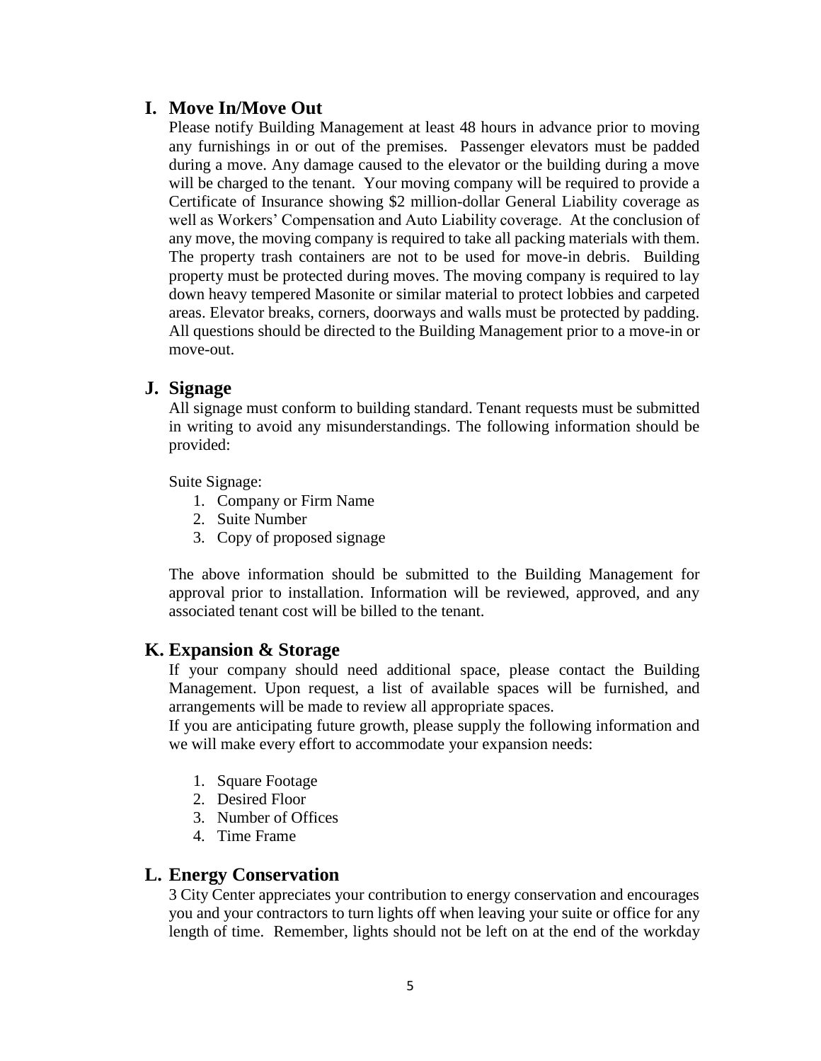## I. Move In/Move Out

Please notify Building Management at least 48 hours in advance prior to moving any furnishings in or out of the premises. Passenger elevators must be padded during a move. Any damage caused to the elevator or the building during a move will be charged to the tenant. Your moving company will be required to provide a Certificate of Insurance showing $2 million-dollar General Liability coverage as well as Workers' Compensation and Auto Liability coverage. At the conclusion of any move, the moving company is required to take all packing materials with them. The property trash containers are not to be used for move-in debris. Building property must be protected during moves. The moving company is required to lay down heavy tempered Masonite or similar material to protect lobbies and carpeted areas. Elevator breaks, corners, doorways and walls must be protected by padding. All questions should be directed to the Building Management prior to a move-in or move-out.

## J. Signage

All signage must conform to building standard. Tenant requests must be submitted in writing to avoid any misunderstandings. The following information should be provided:

Suite Signage:

1. Company or Firm Name
2. Suite Number
3. Copy of proposed signage

The above information should be submitted to the Building Management for approval prior to installation. Information will be reviewed, approved, and any associated tenant cost will be billed to the tenant.

## K. Expansion & Storage

If your company should need additional space, please contact the Building Management. Upon request, a list of available spaces will be furnished, and arrangements will be made to review all appropriate spaces.

If you are anticipating future growth, please supply the following information and we will make every effort to accommodate your expansion needs:

1. Square Footage
2. Desired Floor
3. Number of Offices
4. Time Frame

## L. Energy Conservation

3 City Center appreciates your contribution to energy conservation and encourages you and your contractors to turn lights off when leaving your suite or office for any length of time. Remember, lights should not be left on at the end of the workday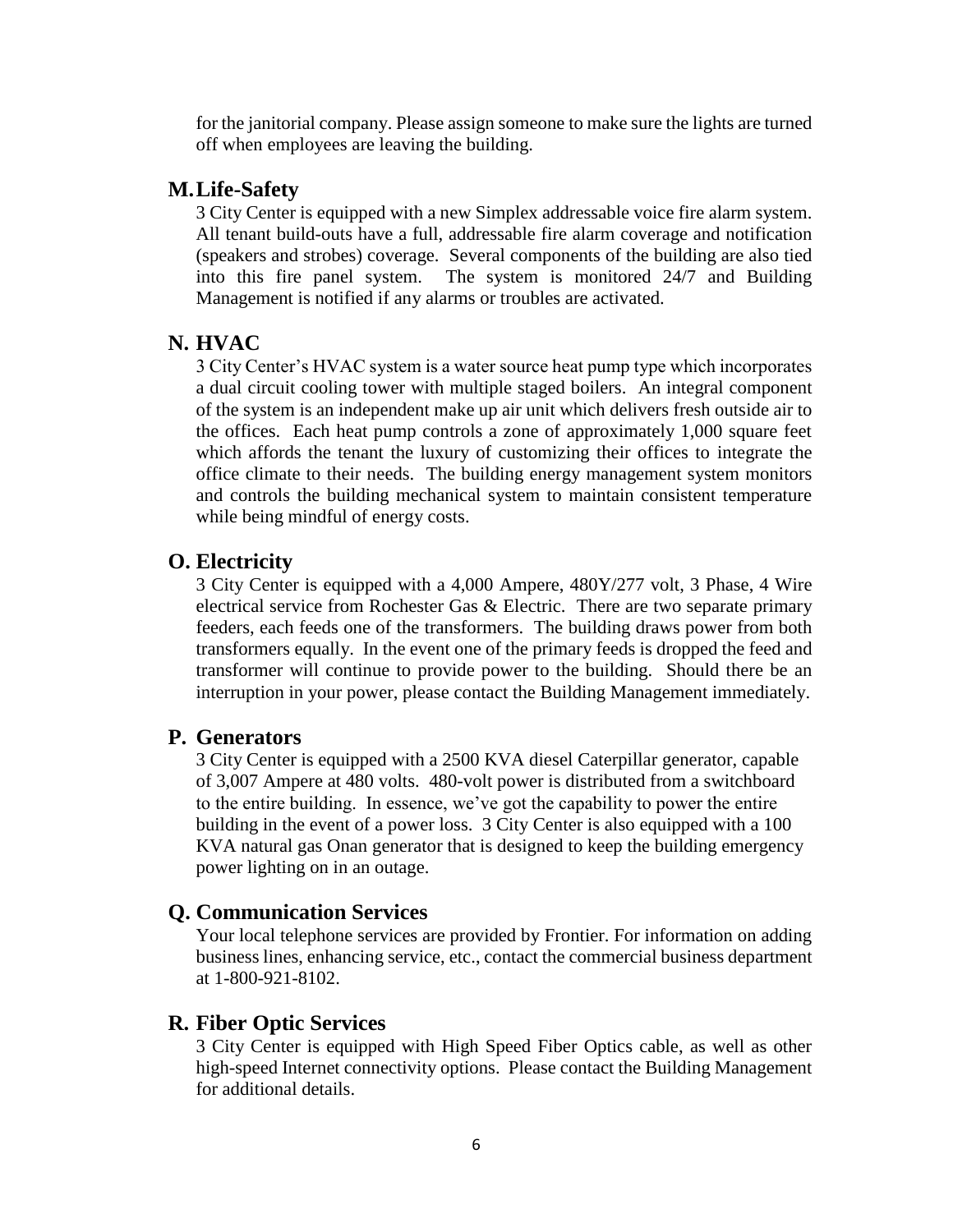for the janitorial company. Please assign someone to make sure the lights are turned off when employees are leaving the building.

## M. Life-Safety

3 City Center is equipped with a new Simplex addressable voice fire alarm system. All tenant build-outs have a full, addressable fire alarm coverage and notification (speakers and strobes) coverage. Several components of the building are also tied into this fire panel system. The system is monitored 24/7 and Building Management is notified if any alarms or troubles are activated.

## N. HVAC

3 City Center's HVAC system is a water source heat pump type which incorporates a dual circuit cooling tower with multiple staged boilers. An integral component of the system is an independent make up air unit which delivers fresh outside air to the offices. Each heat pump controls a zone of approximately 1,000 square feet which affords the tenant the luxury of customizing their offices to integrate the office climate to their needs. The building energy management system monitors and controls the building mechanical system to maintain consistent temperature while being mindful of energy costs.

## O. Electricity

3 City Center is equipped with a 4,000 Ampere, 480Y/277 volt, 3 Phase, 4 Wire electrical service from Rochester Gas & Electric. There are two separate primary feeders, each feeds one of the transformers. The building draws power from both transformers equally. In the event one of the primary feeds is dropped the feed and transformer will continue to provide power to the building. Should there be an interruption in your power, please contact the Building Management immediately.

## P. Generators

3 City Center is equipped with a 2500 KVA diesel Caterpillar generator, capable of 3,007 Ampere at 480 volts. 480-volt power is distributed from a switchboard to the entire building. In essence, we've got the capability to power the entire building in the event of a power loss. 3 City Center is also equipped with a 100 KVA natural gas Onan generator that is designed to keep the building emergency power lighting on in an outage.

## Q. Communication Services

Your local telephone services are provided by Frontier. For information on adding business lines, enhancing service, etc., contact the commercial business department at 1-800-921-8102.

## R. Fiber Optic Services

3 City Center is equipped with High Speed Fiber Optics cable, as well as other high-speed Internet connectivity options. Please contact the Building Management for additional details.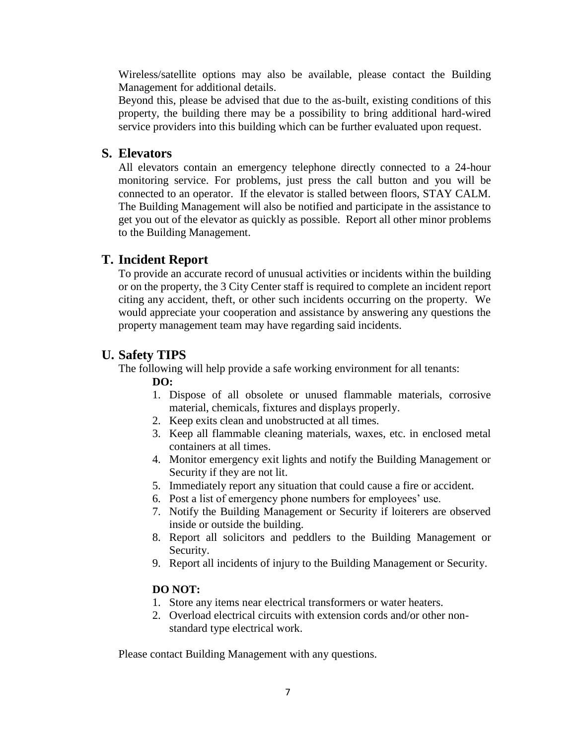Wireless/satellite options may also be available, please contact the Building Management for additional details.

Beyond this, please be advised that due to the as-built, existing conditions of this property, the building there may be a possibility to bring additional hard-wired service providers into this building which can be further evaluated upon request.

## S. Elevators

All elevators contain an emergency telephone directly connected to a 24-hour monitoring service. For problems, just press the call button and you will be connected to an operator. If the elevator is stalled between floors, STAY CALM. The Building Management will also be notified and participate in the assistance to get you out of the elevator as quickly as possible. Report all other minor problems to the Building Management.

## T. Incident Report

To provide an accurate record of unusual activities or incidents within the building or on the property, the 3 City Center staff is required to complete an incident report citing any accident, theft, or other such incidents occurring on the property. We would appreciate your cooperation and assistance by answering any questions the property management team may have regarding said incidents.

## U. Safety TIPS

The following will help provide a safe working environment for all tenants:

**DO:**

1. Dispose of all obsolete or unused flammable materials, corrosive material, chemicals, fixtures and displays properly.
2. Keep exits clean and unobstructed at all times.
3. Keep all flammable cleaning materials, waxes, etc. in enclosed metal containers at all times.
4. Monitor emergency exit lights and notify the Building Management or Security if they are not lit.
5. Immediately report any situation that could cause a fire or accident.
6. Post a list of emergency phone numbers for employees' use.
7. Notify the Building Management or Security if loiterers are observed inside or outside the building.
8. Report all solicitors and peddlers to the Building Management or Security.
9. Report all incidents of injury to the Building Management or Security.

**DO NOT:**

1. Store any items near electrical transformers or water heaters.
2. Overload electrical circuits with extension cords and/or other non-standard type electrical work.

Please contact Building Management with any questions.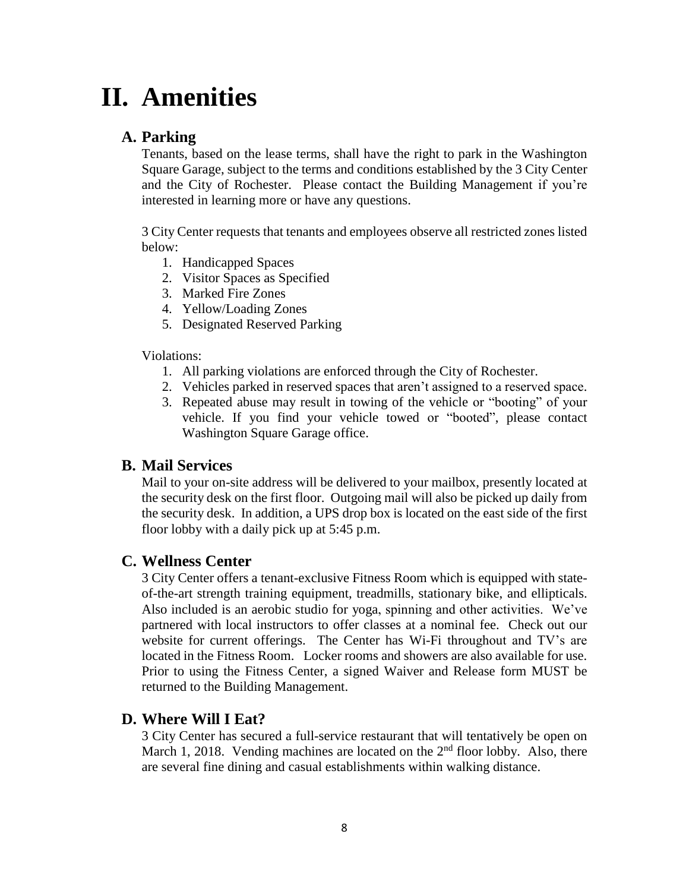# II. Amenities

## A. Parking

Tenants, based on the lease terms, shall have the right to park in the Washington Square Garage, subject to the terms and conditions established by the 3 City Center and the City of Rochester. Please contact the Building Management if you're interested in learning more or have any questions.

3 City Center requests that tenants and employees observe all restricted zones listed below:

1. Handicapped Spaces
2. Visitor Spaces as Specified
3. Marked Fire Zones
4. Yellow/Loading Zones
5. Designated Reserved Parking

Violations:

1. All parking violations are enforced through the City of Rochester.
2. Vehicles parked in reserved spaces that aren't assigned to a reserved space.
3. Repeated abuse may result in towing of the vehicle or "booting" of your vehicle. If you find your vehicle towed or "booted", please contact Washington Square Garage office.

## B. Mail Services

Mail to your on-site address will be delivered to your mailbox, presently located at the security desk on the first floor. Outgoing mail will also be picked up daily from the security desk. In addition, a UPS drop box is located on the east side of the first floor lobby with a daily pick up at 5:45 p.m.

## C. Wellness Center

3 City Center offers a tenant-exclusive Fitness Room which is equipped with state-of-the-art strength training equipment, treadmills, stationary bike, and ellipticals. Also included is an aerobic studio for yoga, spinning and other activities. We've partnered with local instructors to offer classes at a nominal fee. Check out our website for current offerings. The Center has Wi-Fi throughout and TV's are located in the Fitness Room. Locker rooms and showers are also available for use. Prior to using the Fitness Center, a signed Waiver and Release form MUST be returned to the Building Management.

## D. Where Will I Eat?

3 City Center has secured a full-service restaurant that will tentatively be open on March 1, 2018. Vending machines are located on the 2nd floor lobby. Also, there are several fine dining and casual establishments within walking distance.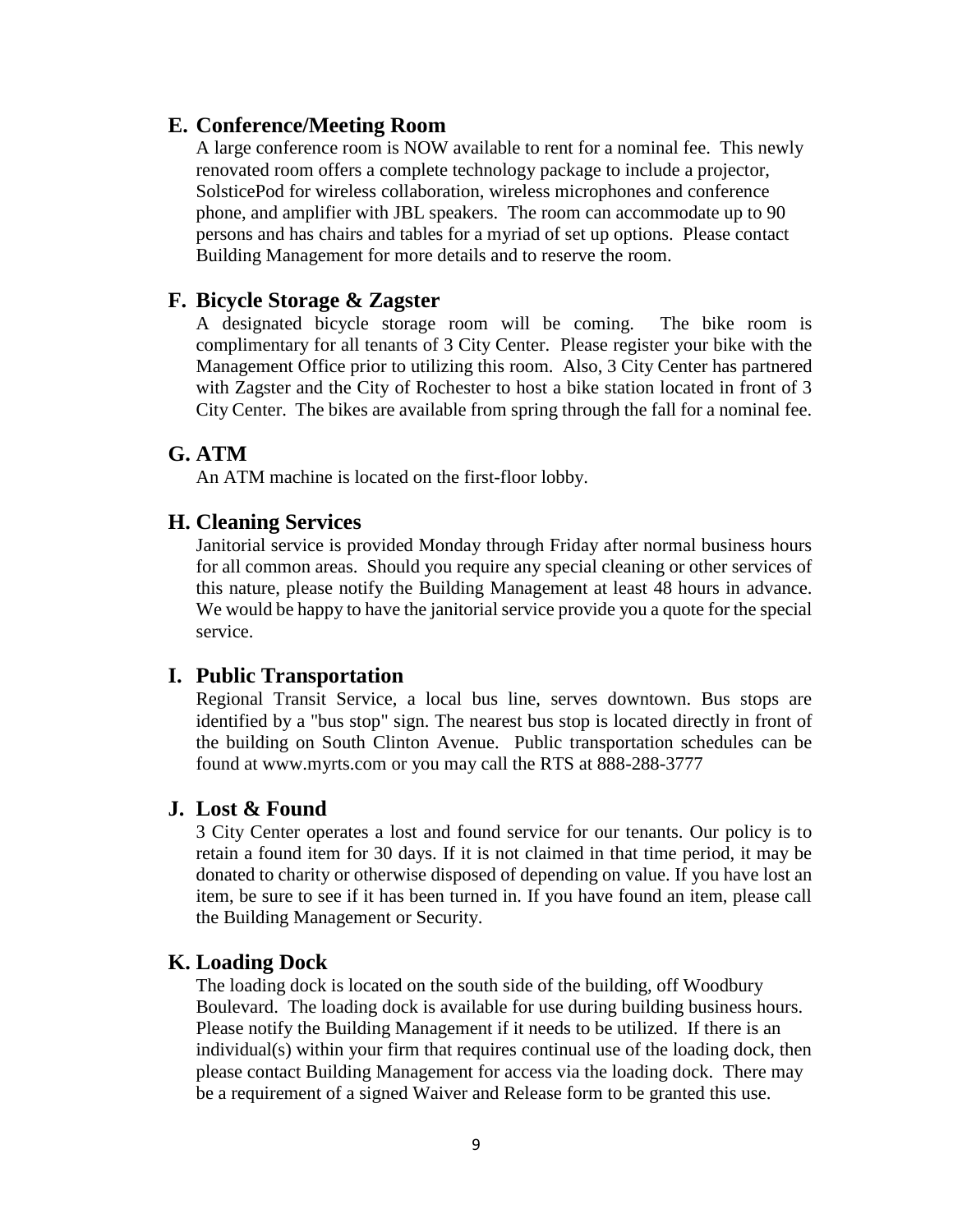## E. Conference/Meeting Room

A large conference room is NOW available to rent for a nominal fee. This newly renovated room offers a complete technology package to include a projector, SolsticePod for wireless collaboration, wireless microphones and conference phone, and amplifier with JBL speakers. The room can accommodate up to 90 persons and has chairs and tables for a myriad of set up options. Please contact Building Management for more details and to reserve the room.

## F. Bicycle Storage & Zagster

A designated bicycle storage room will be coming. The bike room is complimentary for all tenants of 3 City Center. Please register your bike with the Management Office prior to utilizing this room. Also, 3 City Center has partnered with Zagster and the City of Rochester to host a bike station located in front of 3 City Center. The bikes are available from spring through the fall for a nominal fee.

## G. ATM

An ATM machine is located on the first-floor lobby.

## H. Cleaning Services

Janitorial service is provided Monday through Friday after normal business hours for all common areas. Should you require any special cleaning or other services of this nature, please notify the Building Management at least 48 hours in advance. We would be happy to have the janitorial service provide you a quote for the special service.

## I. Public Transportation

Regional Transit Service, a local bus line, serves downtown. Bus stops are identified by a "bus stop" sign. The nearest bus stop is located directly in front of the building on South Clinton Avenue. Public transportation schedules can be found at www.myrts.com or you may call the RTS at 888-288-3777

## J. Lost & Found

3 City Center operates a lost and found service for our tenants. Our policy is to retain a found item for 30 days. If it is not claimed in that time period, it may be donated to charity or otherwise disposed of depending on value. If you have lost an item, be sure to see if it has been turned in. If you have found an item, please call the Building Management or Security.

## K. Loading Dock

The loading dock is located on the south side of the building, off Woodbury Boulevard. The loading dock is available for use during building business hours. Please notify the Building Management if it needs to be utilized. If there is an individual(s) within your firm that requires continual use of the loading dock, then please contact Building Management for access via the loading dock. There may be a requirement of a signed Waiver and Release form to be granted this use.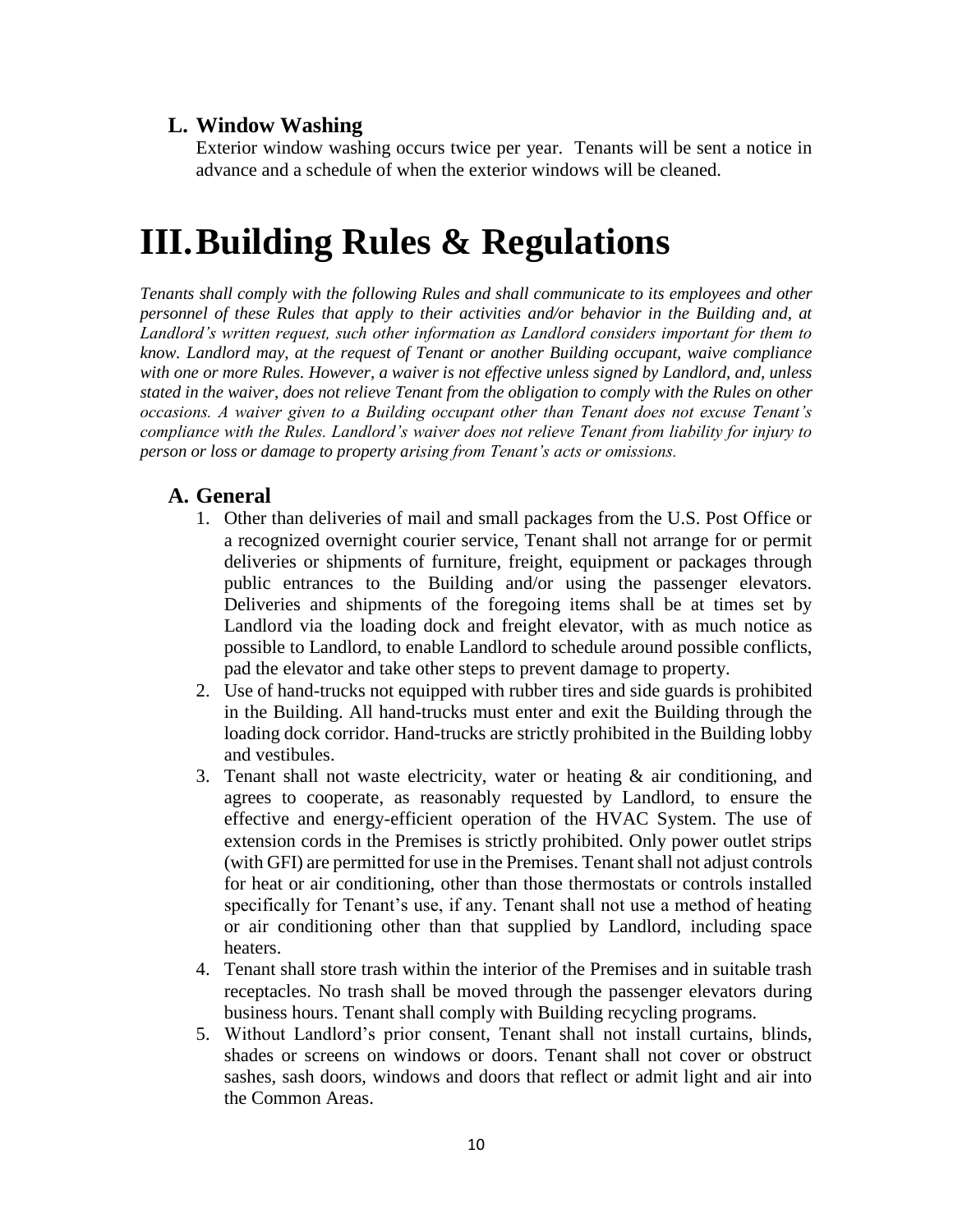### L. Window Washing

Exterior window washing occurs twice per year. Tenants will be sent a notice in advance and a schedule of when the exterior windows will be cleaned.

# III. Building Rules & Regulations

*Tenants shall comply with the following Rules and shall communicate to its employees and other personnel of these Rules that apply to their activities and/or behavior in the Building and, at Landlord's written request, such other information as Landlord considers important for them to know. Landlord may, at the request of Tenant or another Building occupant, waive compliance with one or more Rules. However, a waiver is not effective unless signed by Landlord, and, unless stated in the waiver, does not relieve Tenant from the obligation to comply with the Rules on other occasions. A waiver given to a Building occupant other than Tenant does not excuse Tenant's compliance with the Rules. Landlord's waiver does not relieve Tenant from liability for injury to person or loss or damage to property arising from Tenant's acts or omissions.*

## A. General

1. Other than deliveries of mail and small packages from the U.S. Post Office or a recognized overnight courier service, Tenant shall not arrange for or permit deliveries or shipments of furniture, freight, equipment or packages through public entrances to the Building and/or using the passenger elevators. Deliveries and shipments of the foregoing items shall be at times set by Landlord via the loading dock and freight elevator, with as much notice as possible to Landlord, to enable Landlord to schedule around possible conflicts, pad the elevator and take other steps to prevent damage to property.
2. Use of hand-trucks not equipped with rubber tires and side guards is prohibited in the Building. All hand-trucks must enter and exit the Building through the loading dock corridor. Hand-trucks are strictly prohibited in the Building lobby and vestibules.
3. Tenant shall not waste electricity, water or heating & air conditioning, and agrees to cooperate, as reasonably requested by Landlord, to ensure the effective and energy-efficient operation of the HVAC System. The use of extension cords in the Premises is strictly prohibited. Only power outlet strips (with GFI) are permitted for use in the Premises. Tenant shall not adjust controls for heat or air conditioning, other than those thermostats or controls installed specifically for Tenant's use, if any. Tenant shall not use a method of heating or air conditioning other than that supplied by Landlord, including space heaters.
4. Tenant shall store trash within the interior of the Premises and in suitable trash receptacles. No trash shall be moved through the passenger elevators during business hours. Tenant shall comply with Building recycling programs.
5. Without Landlord's prior consent, Tenant shall not install curtains, blinds, shades or screens on windows or doors. Tenant shall not cover or obstruct sashes, sash doors, windows and doors that reflect or admit light and air into the Common Areas.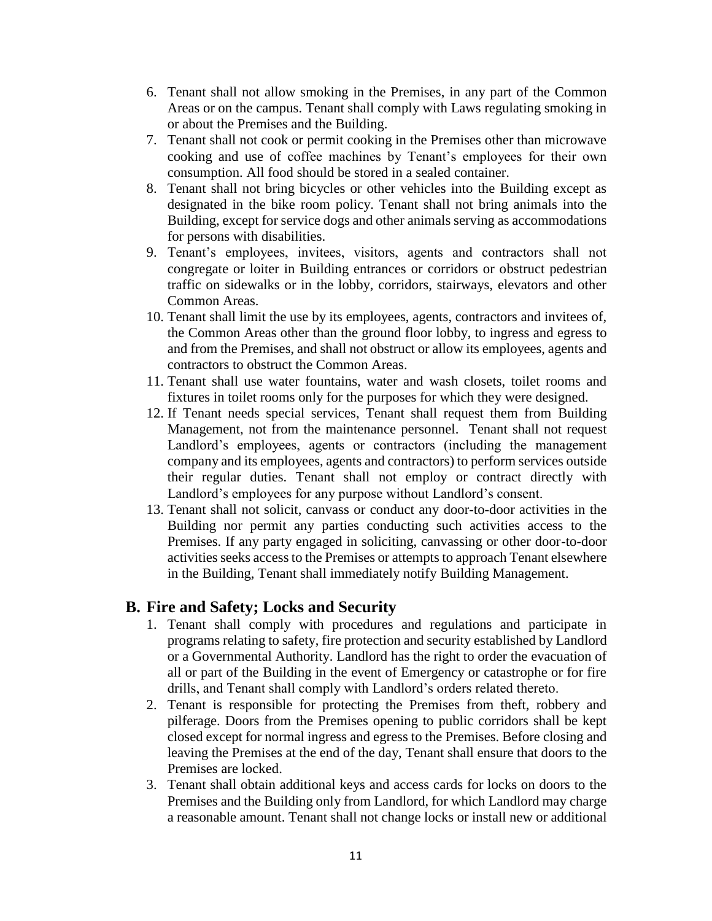6. Tenant shall not allow smoking in the Premises, in any part of the Common Areas or on the campus. Tenant shall comply with Laws regulating smoking in or about the Premises and the Building.
7. Tenant shall not cook or permit cooking in the Premises other than microwave cooking and use of coffee machines by Tenant's employees for their own consumption. All food should be stored in a sealed container.
8. Tenant shall not bring bicycles or other vehicles into the Building except as designated in the bike room policy. Tenant shall not bring animals into the Building, except for service dogs and other animals serving as accommodations for persons with disabilities.
9. Tenant's employees, invitees, visitors, agents and contractors shall not congregate or loiter in Building entrances or corridors or obstruct pedestrian traffic on sidewalks or in the lobby, corridors, stairways, elevators and other Common Areas.
10. Tenant shall limit the use by its employees, agents, contractors and invitees of, the Common Areas other than the ground floor lobby, to ingress and egress to and from the Premises, and shall not obstruct or allow its employees, agents and contractors to obstruct the Common Areas.
11. Tenant shall use water fountains, water and wash closets, toilet rooms and fixtures in toilet rooms only for the purposes for which they were designed.
12. If Tenant needs special services, Tenant shall request them from Building Management, not from the maintenance personnel. Tenant shall not request Landlord's employees, agents or contractors (including the management company and its employees, agents and contractors) to perform services outside their regular duties. Tenant shall not employ or contract directly with Landlord's employees for any purpose without Landlord's consent.
13. Tenant shall not solicit, canvass or conduct any door-to-door activities in the Building nor permit any parties conducting such activities access to the Premises. If any party engaged in soliciting, canvassing or other door-to-door activities seeks access to the Premises or attempts to approach Tenant elsewhere in the Building, Tenant shall immediately notify Building Management.

## B. Fire and Safety; Locks and Security

1. Tenant shall comply with procedures and regulations and participate in programs relating to safety, fire protection and security established by Landlord or a Governmental Authority. Landlord has the right to order the evacuation of all or part of the Building in the event of Emergency or catastrophe or for fire drills, and Tenant shall comply with Landlord's orders related thereto.
2. Tenant is responsible for protecting the Premises from theft, robbery and pilferage. Doors from the Premises opening to public corridors shall be kept closed except for normal ingress and egress to the Premises. Before closing and leaving the Premises at the end of the day, Tenant shall ensure that doors to the Premises are locked.
3. Tenant shall obtain additional keys and access cards for locks on doors to the Premises and the Building only from Landlord, for which Landlord may charge a reasonable amount. Tenant shall not change locks or install new or additional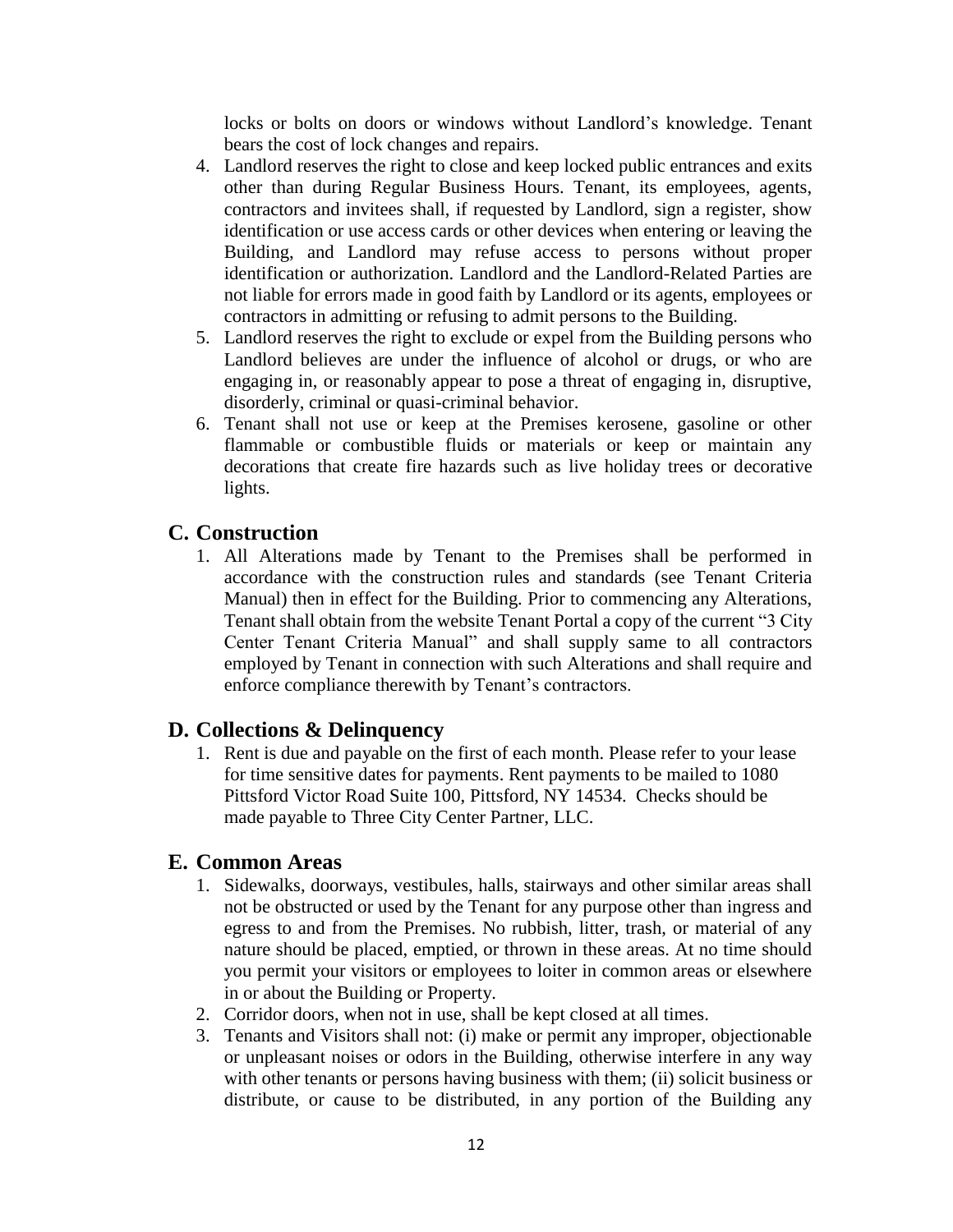locks or bolts on doors or windows without Landlord's knowledge. Tenant bears the cost of lock changes and repairs.

4. Landlord reserves the right to close and keep locked public entrances and exits other than during Regular Business Hours. Tenant, its employees, agents, contractors and invitees shall, if requested by Landlord, sign a register, show identification or use access cards or other devices when entering or leaving the Building, and Landlord may refuse access to persons without proper identification or authorization. Landlord and the Landlord-Related Parties are not liable for errors made in good faith by Landlord or its agents, employees or contractors in admitting or refusing to admit persons to the Building.
5. Landlord reserves the right to exclude or expel from the Building persons who Landlord believes are under the influence of alcohol or drugs, or who are engaging in, or reasonably appear to pose a threat of engaging in, disruptive, disorderly, criminal or quasi-criminal behavior.
6. Tenant shall not use or keep at the Premises kerosene, gasoline or other flammable or combustible fluids or materials or keep or maintain any decorations that create fire hazards such as live holiday trees or decorative lights.

## C. Construction

1. All Alterations made by Tenant to the Premises shall be performed in accordance with the construction rules and standards (see Tenant Criteria Manual) then in effect for the Building. Prior to commencing any Alterations, Tenant shall obtain from the website Tenant Portal a copy of the current "3 City Center Tenant Criteria Manual" and shall supply same to all contractors employed by Tenant in connection with such Alterations and shall require and enforce compliance therewith by Tenant's contractors.

## D. Collections & Delinquency

1. Rent is due and payable on the first of each month. Please refer to your lease for time sensitive dates for payments. Rent payments to be mailed to 1080 Pittsford Victor Road Suite 100, Pittsford, NY 14534. Checks should be made payable to Three City Center Partner, LLC.

## E. Common Areas

1. Sidewalks, doorways, vestibules, halls, stairways and other similar areas shall not be obstructed or used by the Tenant for any purpose other than ingress and egress to and from the Premises. No rubbish, litter, trash, or material of any nature should be placed, emptied, or thrown in these areas. At no time should you permit your visitors or employees to loiter in common areas or elsewhere in or about the Building or Property.
2. Corridor doors, when not in use, shall be kept closed at all times.
3. Tenants and Visitors shall not: (i) make or permit any improper, objectionable or unpleasant noises or odors in the Building, otherwise interfere in any way with other tenants or persons having business with them; (ii) solicit business or distribute, or cause to be distributed, in any portion of the Building any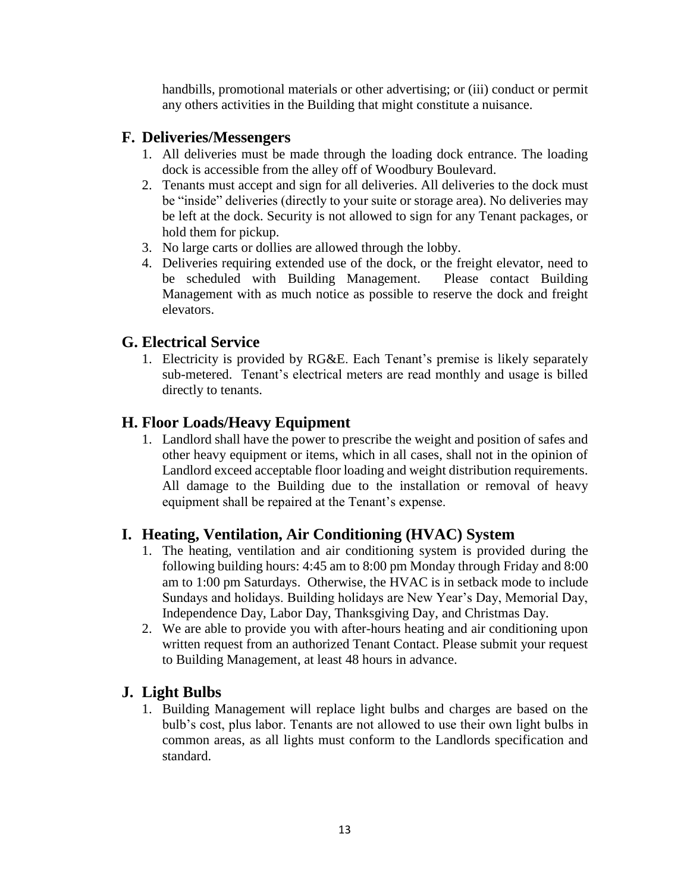handbills, promotional materials or other advertising; or (iii) conduct or permit any others activities in the Building that might constitute a nuisance.

## F. Deliveries/Messengers

1. All deliveries must be made through the loading dock entrance. The loading dock is accessible from the alley off of Woodbury Boulevard.
2. Tenants must accept and sign for all deliveries. All deliveries to the dock must be "inside" deliveries (directly to your suite or storage area). No deliveries may be left at the dock. Security is not allowed to sign for any Tenant packages, or hold them for pickup.
3. No large carts or dollies are allowed through the lobby.
4. Deliveries requiring extended use of the dock, or the freight elevator, need to be scheduled with Building Management. Please contact Building Management with as much notice as possible to reserve the dock and freight elevators.

## G. Electrical Service

1. Electricity is provided by RG&E. Each Tenant's premise is likely separately sub-metered. Tenant's electrical meters are read monthly and usage is billed directly to tenants.

## H. Floor Loads/Heavy Equipment

1. Landlord shall have the power to prescribe the weight and position of safes and other heavy equipment or items, which in all cases, shall not in the opinion of Landlord exceed acceptable floor loading and weight distribution requirements. All damage to the Building due to the installation or removal of heavy equipment shall be repaired at the Tenant's expense.

## I. Heating, Ventilation, Air Conditioning (HVAC) System

1. The heating, ventilation and air conditioning system is provided during the following building hours: 4:45 am to 8:00 pm Monday through Friday and 8:00 am to 1:00 pm Saturdays. Otherwise, the HVAC is in setback mode to include Sundays and holidays. Building holidays are New Year's Day, Memorial Day, Independence Day, Labor Day, Thanksgiving Day, and Christmas Day.
2. We are able to provide you with after-hours heating and air conditioning upon written request from an authorized Tenant Contact. Please submit your request to Building Management, at least 48 hours in advance.

## J. Light Bulbs

1. Building Management will replace light bulbs and charges are based on the bulb's cost, plus labor. Tenants are not allowed to use their own light bulbs in common areas, as all lights must conform to the Landlords specification and standard.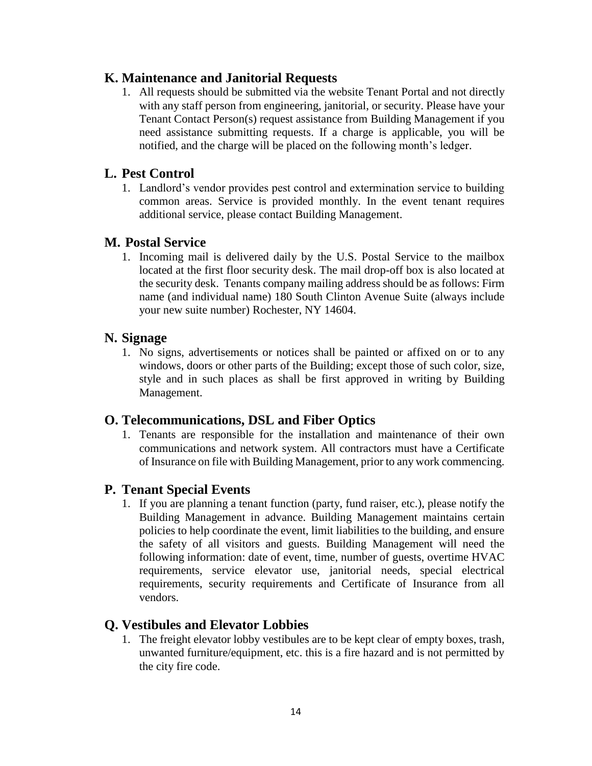## K. Maintenance and Janitorial Requests

1. All requests should be submitted via the website Tenant Portal and not directly with any staff person from engineering, janitorial, or security. Please have your Tenant Contact Person(s) request assistance from Building Management if you need assistance submitting requests. If a charge is applicable, you will be notified, and the charge will be placed on the following month's ledger.

## L. Pest Control

1. Landlord's vendor provides pest control and extermination service to building common areas. Service is provided monthly. In the event tenant requires additional service, please contact Building Management.

## M. Postal Service

1. Incoming mail is delivered daily by the U.S. Postal Service to the mailbox located at the first floor security desk. The mail drop-off box is also located at the security desk. Tenants company mailing address should be as follows: Firm name (and individual name) 180 South Clinton Avenue Suite (always include your new suite number) Rochester, NY 14604.

## N. Signage

1. No signs, advertisements or notices shall be painted or affixed on or to any windows, doors or other parts of the Building; except those of such color, size, style and in such places as shall be first approved in writing by Building Management.

## O. Telecommunications, DSL and Fiber Optics

1. Tenants are responsible for the installation and maintenance of their own communications and network system. All contractors must have a Certificate of Insurance on file with Building Management, prior to any work commencing.

## P. Tenant Special Events

1. If you are planning a tenant function (party, fund raiser, etc.), please notify the Building Management in advance. Building Management maintains certain policies to help coordinate the event, limit liabilities to the building, and ensure the safety of all visitors and guests. Building Management will need the following information: date of event, time, number of guests, overtime HVAC requirements, service elevator use, janitorial needs, special electrical requirements, security requirements and Certificate of Insurance from all vendors.

## Q. Vestibules and Elevator Lobbies

1. The freight elevator lobby vestibules are to be kept clear of empty boxes, trash, unwanted furniture/equipment, etc. this is a fire hazard and is not permitted by the city fire code.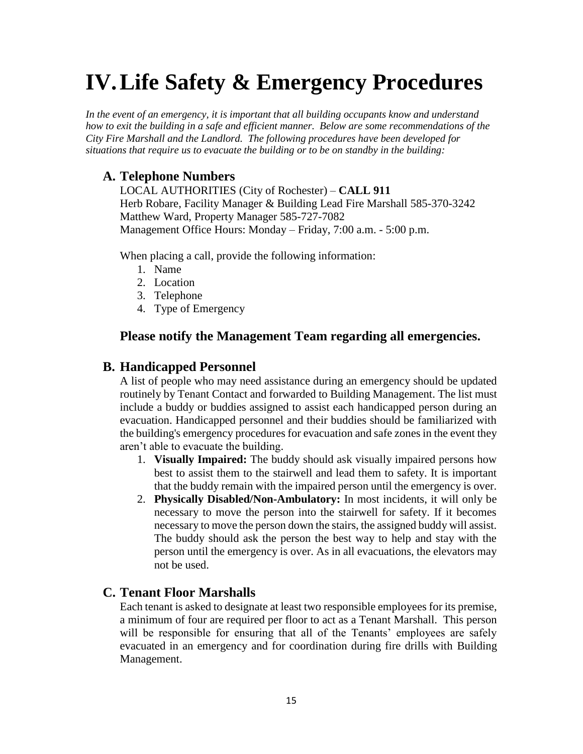# IV. Life Safety & Emergency Procedures

*In the event of an emergency, it is important that all building occupants know and understand how to exit the building in a safe and efficient manner. Below are some recommendations of the City Fire Marshall and the Landlord. The following procedures have been developed for situations that require us to evacuate the building or to be on standby in the building:*

## A. Telephone Numbers

LOCAL AUTHORITIES (City of Rochester) – **CALL 911**
Herb Robare, Facility Manager & Building Lead Fire Marshall 585-370-3242
Matthew Ward, Property Manager 585-727-7082
Management Office Hours: Monday – Friday, 7:00 a.m. - 5:00 p.m.

When placing a call, provide the following information:

1. Name
2. Location
3. Telephone
4. Type of Emergency

### Please notify the Management Team regarding all emergencies.

## B. Handicapped Personnel

A list of people who may need assistance during an emergency should be updated routinely by Tenant Contact and forwarded to Building Management. The list must include a buddy or buddies assigned to assist each handicapped person during an evacuation. Handicapped personnel and their buddies should be familiarized with the building's emergency procedures for evacuation and safe zones in the event they aren't able to evacuate the building.

1. **Visually Impaired:** The buddy should ask visually impaired persons how best to assist them to the stairwell and lead them to safety. It is important that the buddy remain with the impaired person until the emergency is over.
2. **Physically Disabled/Non-Ambulatory:** In most incidents, it will only be necessary to move the person into the stairwell for safety. If it becomes necessary to move the person down the stairs, the assigned buddy will assist. The buddy should ask the person the best way to help and stay with the person until the emergency is over. As in all evacuations, the elevators may not be used.

## C. Tenant Floor Marshalls

Each tenant is asked to designate at least two responsible employees for its premise, a minimum of four are required per floor to act as a Tenant Marshall. This person will be responsible for ensuring that all of the Tenants' employees are safely evacuated in an emergency and for coordination during fire drills with Building Management.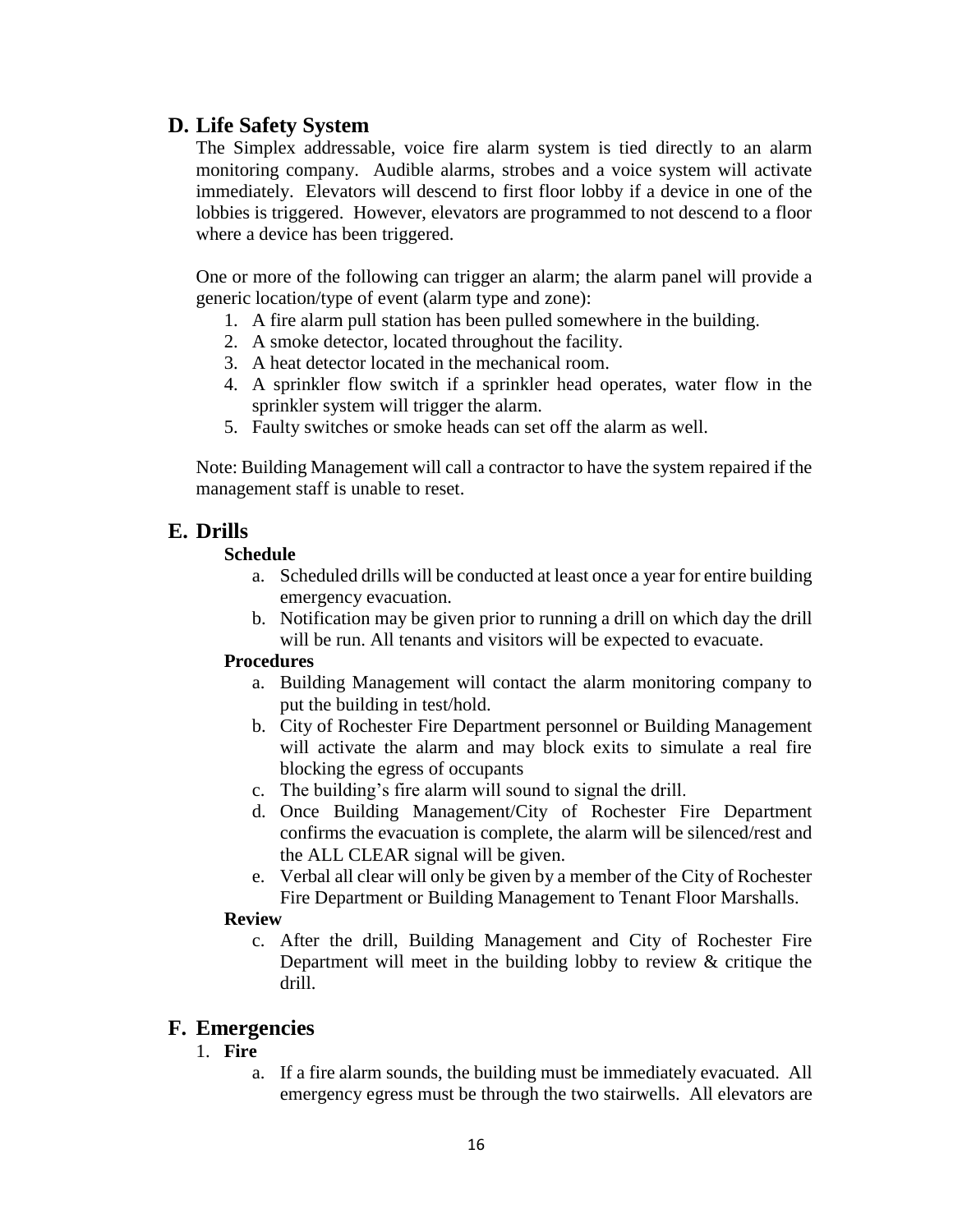## D. Life Safety System

The Simplex addressable, voice fire alarm system is tied directly to an alarm monitoring company. Audible alarms, strobes and a voice system will activate immediately. Elevators will descend to first floor lobby if a device in one of the lobbies is triggered. However, elevators are programmed to not descend to a floor where a device has been triggered.

One or more of the following can trigger an alarm; the alarm panel will provide a generic location/type of event (alarm type and zone):

1. A fire alarm pull station has been pulled somewhere in the building.
2. A smoke detector, located throughout the facility.
3. A heat detector located in the mechanical room.
4. A sprinkler flow switch if a sprinkler head operates, water flow in the sprinkler system will trigger the alarm.
5. Faulty switches or smoke heads can set off the alarm as well.

Note: Building Management will call a contractor to have the system repaired if the management staff is unable to reset.

## E. Drills

**Schedule**

a. Scheduled drills will be conducted at least once a year for entire building emergency evacuation.
b. Notification may be given prior to running a drill on which day the drill will be run. All tenants and visitors will be expected to evacuate.

**Procedures**

a. Building Management will contact the alarm monitoring company to put the building in test/hold.
b. City of Rochester Fire Department personnel or Building Management will activate the alarm and may block exits to simulate a real fire blocking the egress of occupants
c. The building's fire alarm will sound to signal the drill.
d. Once Building Management/City of Rochester Fire Department confirms the evacuation is complete, the alarm will be silenced/rest and the ALL CLEAR signal will be given.
e. Verbal all clear will only be given by a member of the City of Rochester Fire Department or Building Management to Tenant Floor Marshalls.

**Review**

c. After the drill, Building Management and City of Rochester Fire Department will meet in the building lobby to review & critique the drill.

## F. Emergencies

1. **Fire**
   a. If a fire alarm sounds, the building must be immediately evacuated. All emergency egress must be through the two stairwells. All elevators are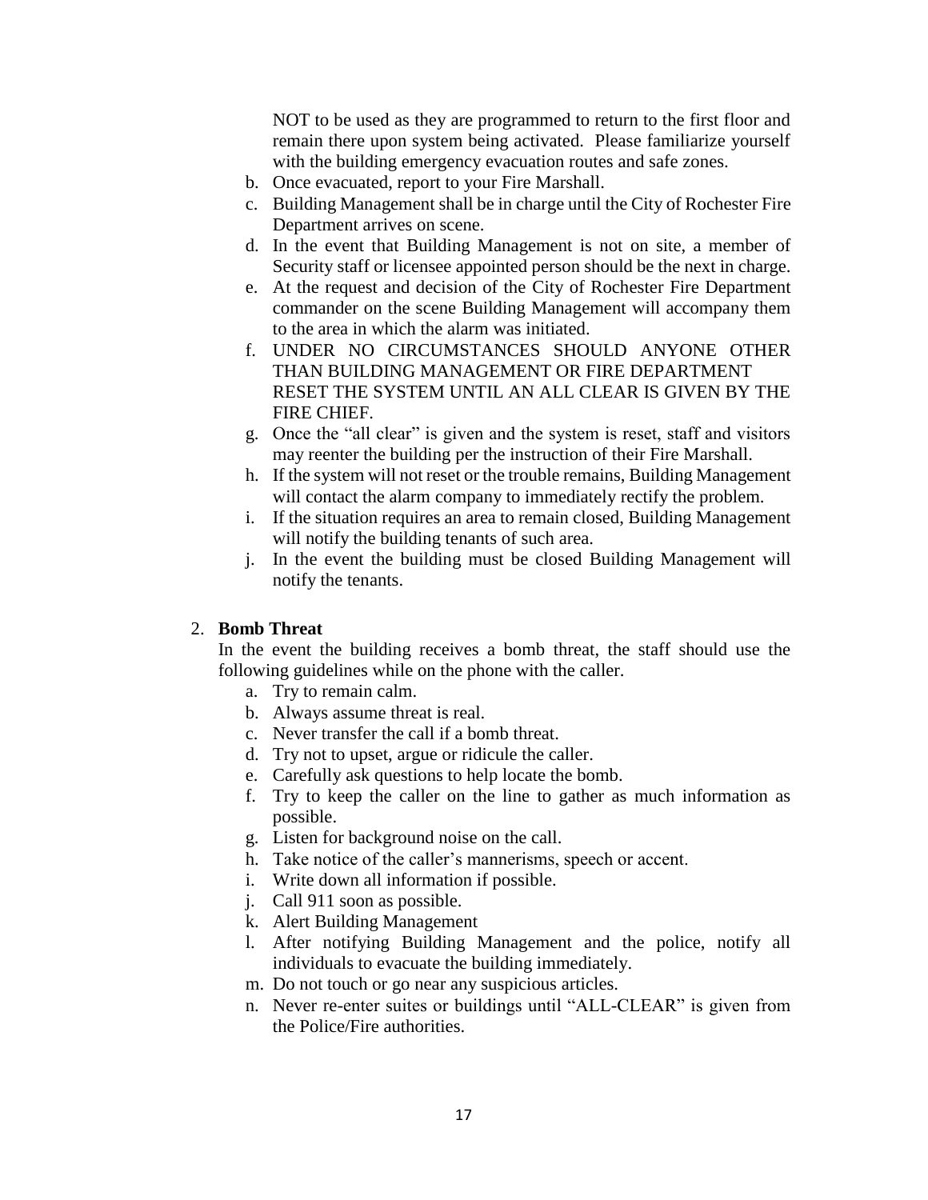NOT to be used as they are programmed to return to the first floor and remain there upon system being activated. Please familiarize yourself with the building emergency evacuation routes and safe zones.

b. Once evacuated, report to your Fire Marshall.
c. Building Management shall be in charge until the City of Rochester Fire Department arrives on scene.
d. In the event that Building Management is not on site, a member of Security staff or licensee appointed person should be the next in charge.
e. At the request and decision of the City of Rochester Fire Department commander on the scene Building Management will accompany them to the area in which the alarm was initiated.
f. UNDER NO CIRCUMSTANCES SHOULD ANYONE OTHER THAN BUILDING MANAGEMENT OR FIRE DEPARTMENT RESET THE SYSTEM UNTIL AN ALL CLEAR IS GIVEN BY THE FIRE CHIEF.
g. Once the "all clear" is given and the system is reset, staff and visitors may reenter the building per the instruction of their Fire Marshall.
h. If the system will not reset or the trouble remains, Building Management will contact the alarm company to immediately rectify the problem.
i. If the situation requires an area to remain closed, Building Management will notify the building tenants of such area.
j. In the event the building must be closed Building Management will notify the tenants.

2. **Bomb Threat**

In the event the building receives a bomb threat, the staff should use the following guidelines while on the phone with the caller.

a. Try to remain calm.
b. Always assume threat is real.
c. Never transfer the call if a bomb threat.
d. Try not to upset, argue or ridicule the caller.
e. Carefully ask questions to help locate the bomb.
f. Try to keep the caller on the line to gather as much information as possible.
g. Listen for background noise on the call.
h. Take notice of the caller's mannerisms, speech or accent.
i. Write down all information if possible.
j. Call 911 soon as possible.
k. Alert Building Management
l. After notifying Building Management and the police, notify all individuals to evacuate the building immediately.
m. Do not touch or go near any suspicious articles.
n. Never re-enter suites or buildings until "ALL-CLEAR" is given from the Police/Fire authorities.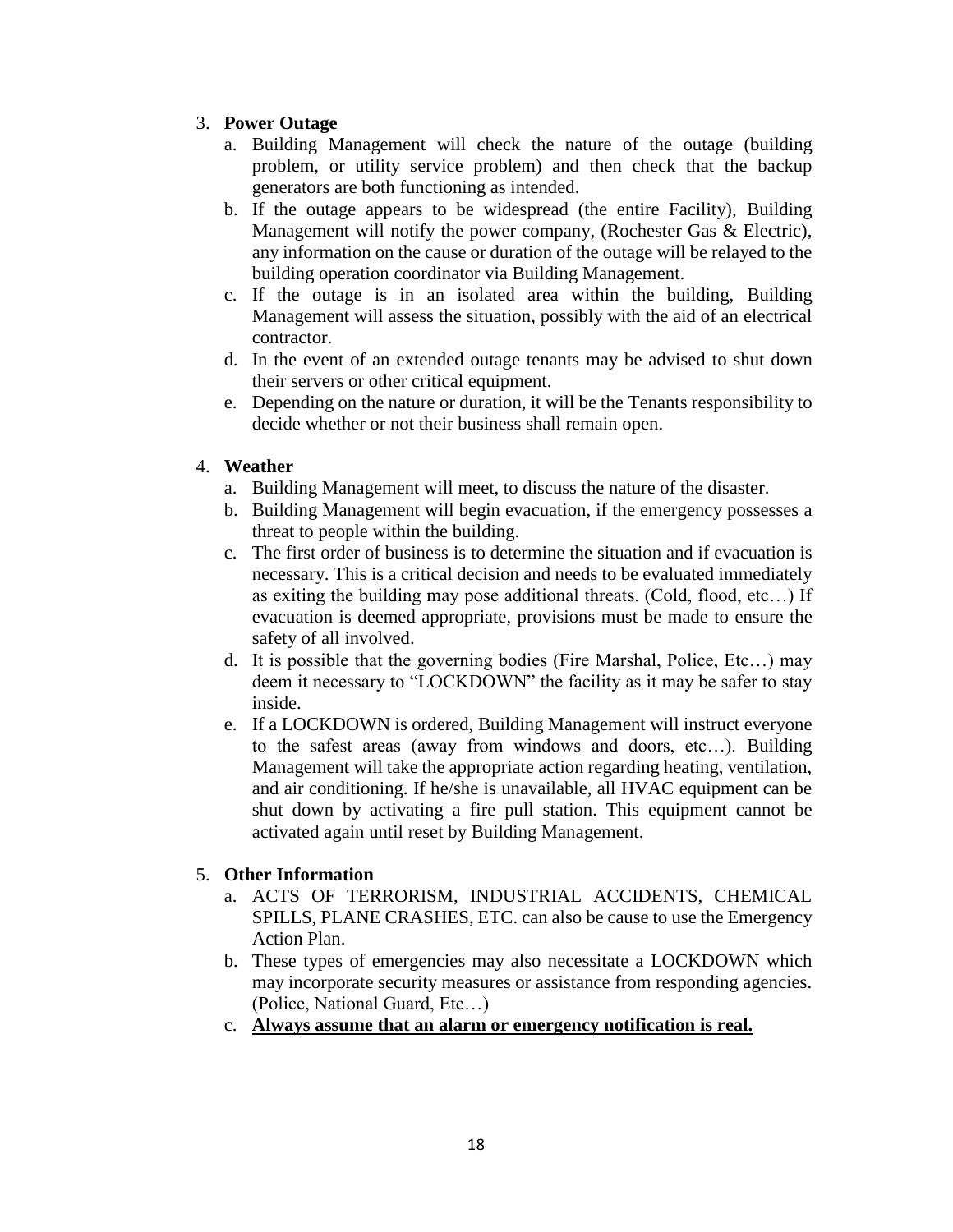3. **Power Outage**
   a. Building Management will check the nature of the outage (building problem, or utility service problem) and then check that the backup generators are both functioning as intended.
   b. If the outage appears to be widespread (the entire Facility), Building Management will notify the power company, (Rochester Gas & Electric), any information on the cause or duration of the outage will be relayed to the building operation coordinator via Building Management.
   c. If the outage is in an isolated area within the building, Building Management will assess the situation, possibly with the aid of an electrical contractor.
   d. In the event of an extended outage tenants may be advised to shut down their servers or other critical equipment.
   e. Depending on the nature or duration, it will be the Tenants responsibility to decide whether or not their business shall remain open.

4. **Weather**
   a. Building Management will meet, to discuss the nature of the disaster.
   b. Building Management will begin evacuation, if the emergency possesses a threat to people within the building.
   c. The first order of business is to determine the situation and if evacuation is necessary. This is a critical decision and needs to be evaluated immediately as exiting the building may pose additional threats. (Cold, flood, etc…) If evacuation is deemed appropriate, provisions must be made to ensure the safety of all involved.
   d. It is possible that the governing bodies (Fire Marshal, Police, Etc…) may deem it necessary to "LOCKDOWN" the facility as it may be safer to stay inside.
   e. If a LOCKDOWN is ordered, Building Management will instruct everyone to the safest areas (away from windows and doors, etc…). Building Management will take the appropriate action regarding heating, ventilation, and air conditioning. If he/she is unavailable, all HVAC equipment can be shut down by activating a fire pull station. This equipment cannot be activated again until reset by Building Management.

5. **Other Information**
   a. ACTS OF TERRORISM, INDUSTRIAL ACCIDENTS, CHEMICAL SPILLS, PLANE CRASHES, ETC. can also be cause to use the Emergency Action Plan.
   b. These types of emergencies may also necessitate a LOCKDOWN which may incorporate security measures or assistance from responding agencies. (Police, National Guard, Etc…)
   c. **<u>Always assume that an alarm or emergency notification is real.</u>**